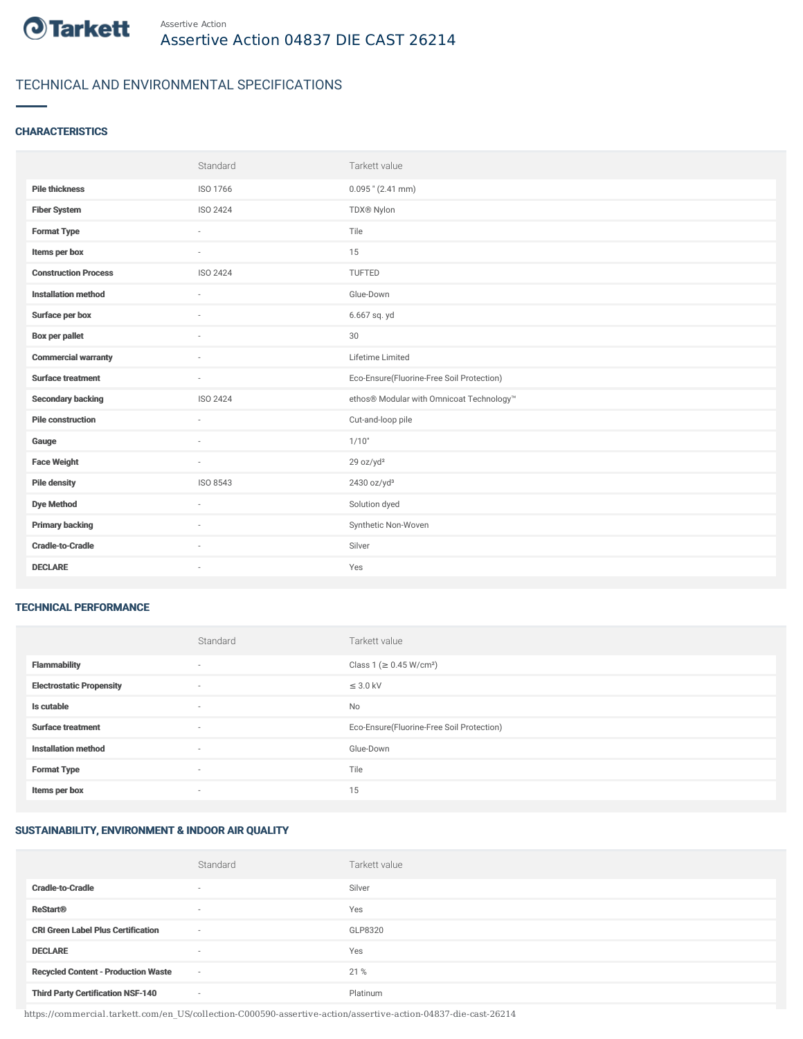Tarkett

Assertive Action

# Assertive Action 04837 DIE CAST 26214

## TECHNICAL AND ENVIRONMENTAL SPECIFICATIONS

### CHARACTERISTICS

| | Standard | Tarkett value |
|---|---|---|
| **Pile thickness** | ISO 1766 | 0.095 " (2.41 mm) |
| **Fiber System** | ISO 2424 | TDX® Nylon |
| **Format Type** | - | Tile |
| **Items per box** | - | 15 |
| **Construction Process** | ISO 2424 | TUFTED |
| **Installation method** | - | Glue-Down |
| **Surface per box** | - | 6.667 sq. yd |
| **Box per pallet** | - | 30 |
| **Commercial warranty** | - | Lifetime Limited |
| **Surface treatment** | - | Eco-Ensure(Fluorine-Free Soil Protection) |
| **Secondary backing** | ISO 2424 | ethos® Modular with Omnicoat Technology™ |
| **Pile construction** | - | Cut-and-loop pile |
| **Gauge** | - | 1/10" |
| **Face Weight** | - | 29 oz/yd² |
| **Pile density** | ISO 8543 | 2430 oz/yd³ |
| **Dye Method** | - | Solution dyed |
| **Primary backing** | - | Synthetic Non-Woven |
| **Cradle-to-Cradle** | - | Silver |
| **DECLARE** | - | Yes |

### TECHNICAL PERFORMANCE

| | Standard | Tarkett value |
|---|---|---|
| **Flammability** | - | Class 1 (≥ 0.45 W/cm²) |
| **Electrostatic Propensity** | - | ≤ 3.0 kV |
| **Is cutable** | - | No |
| **Surface treatment** | - | Eco-Ensure(Fluorine-Free Soil Protection) |
| **Installation method** | - | Glue-Down |
| **Format Type** | - | Tile |
| **Items per box** | - | 15 |

### SUSTAINABILITY, ENVIRONMENT & INDOOR AIR QUALITY

| | Standard | Tarkett value |
|---|---|---|
| **Cradle-to-Cradle** | - | Silver |
| **ReStart®** | - | Yes |
| **CRI Green Label Plus Certification** | - | GLP8320 |
| **DECLARE** | - | Yes |
| **Recycled Content - Production Waste** | - | 21 % |
| **Third Party Certification NSF-140** | - | Platinum |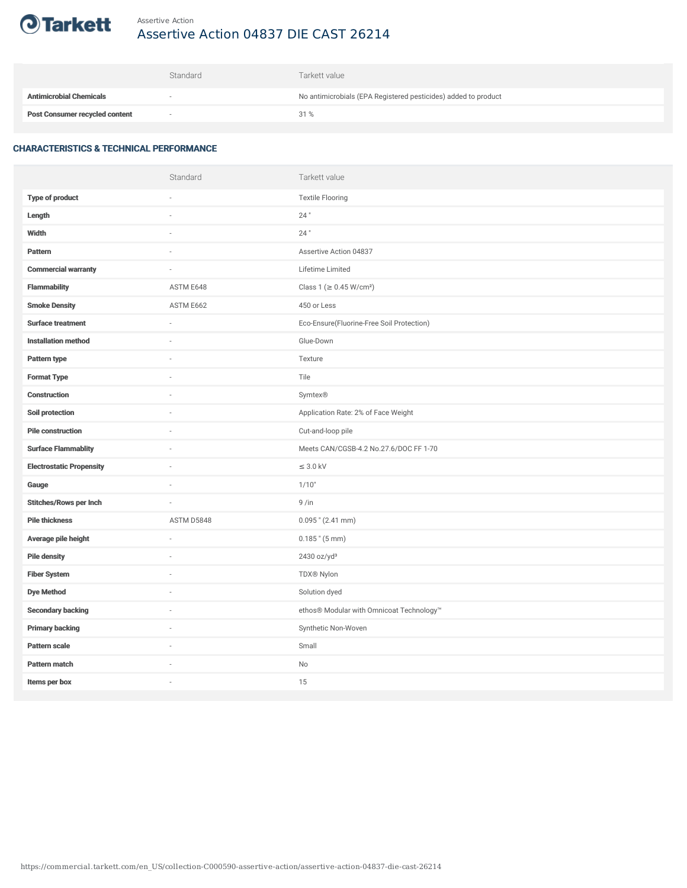Assertive Action

# Assertive Action 04837 DIE CAST 26214

| | Standard | Tarkett value |
|---|---|---|
| **Antimicrobial Chemicals** | - | No antimicrobials (EPA Registered pesticides) added to product |
| **Post Consumer recycled content** | - | 31 % |

## CHARACTERISTICS & TECHNICAL PERFORMANCE

| | Standard | Tarkett value |
|---|---|---|
| **Type of product** | - | Textile Flooring |
| **Length** | - | 24 " |
| **Width** | - | 24 " |
| **Pattern** | - | Assertive Action 04837 |
| **Commercial warranty** | - | Lifetime Limited |
| **Flammability** | ASTM E648 | Class 1 (≥ 0.45 W/cm²) |
| **Smoke Density** | ASTM E662 | 450 or Less |
| **Surface treatment** | - | Eco-Ensure(Fluorine-Free Soil Protection) |
| **Installation method** | - | Glue-Down |
| **Pattern type** | - | Texture |
| **Format Type** | - | Tile |
| **Construction** | - | Symtex® |
| **Soil protection** | - | Application Rate: 2% of Face Weight |
| **Pile construction** | - | Cut-and-loop pile |
| **Surface Flammablity** | - | Meets CAN/CGSB-4.2 No.27.6/DOC FF 1-70 |
| **Electrostatic Propensity** | - | ≤ 3.0 kV |
| **Gauge** | - | 1/10" |
| **Stitches/Rows per Inch** | - | 9 /in |
| **Pile thickness** | ASTM D5848 | 0.095 " (2.41 mm) |
| **Average pile height** | - | 0.185 " (5 mm) |
| **Pile density** | - | 2430 oz/yd³ |
| **Fiber System** | - | TDX® Nylon |
| **Dye Method** | - | Solution dyed |
| **Secondary backing** | - | ethos® Modular with Omnicoat Technology™ |
| **Primary backing** | - | Synthetic Non-Woven |
| **Pattern scale** | - | Small |
| **Pattern match** | - | No |
| **Items per box** | - | 15 |

https://commercial.tarkett.com/en_US/collection-C000590-assertive-action/assertive-action-04837-die-cast-26214